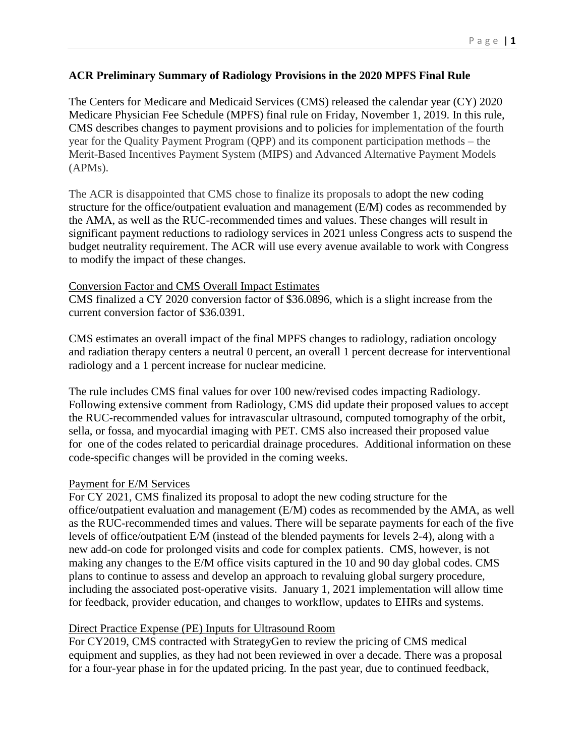**ACR Preliminary Summary of Radiology Provisions in the 2020 MPFS Final Rule**

The Centers for Medicare and Medicaid Services (CMS) released the calendar year (CY) 2020 Medicare Physician Fee Schedule (MPFS) final rule on Friday, November 1, 2019. In this rule, CMS describes changes to payment provisions and to policies for implementation of the fourth year for the Quality Payment Program (QPP) and its component participation methods – the Merit-Based Incentives Payment System (MIPS) and Advanced Alternative Payment Models (APMs).

The ACR is disappointed that CMS chose to finalize its proposals to adopt the new coding structure for the office/outpatient evaluation and management (E/M) codes as recommended by the AMA, as well as the RUC-recommended times and values. These changes will result in significant payment reductions to radiology services in 2021 unless Congress acts to suspend the budget neutrality requirement. The ACR will use every avenue available to work with Congress to modify the impact of these changes.

Conversion Factor and CMS Overall Impact Estimates

CMS finalized a CY 2020 conversion factor of $36.0896, which is a slight increase from the current conversion factor of $36.0391.

CMS estimates an overall impact of the final MPFS changes to radiology, radiation oncology and radiation therapy centers a neutral 0 percent, an overall 1 percent decrease for interventional radiology and a 1 percent increase for nuclear medicine.

The rule includes CMS final values for over 100 new/revised codes impacting Radiology. Following extensive comment from Radiology, CMS did update their proposed values to accept the RUC-recommended values for intravascular ultrasound, computed tomography of the orbit, sella, or fossa, and myocardial imaging with PET. CMS also increased their proposed value for one of the codes related to pericardial drainage procedures. Additional information on these code-specific changes will be provided in the coming weeks.

Payment for E/M Services

For CY 2021, CMS finalized its proposal to adopt the new coding structure for the office/outpatient evaluation and management (E/M) codes as recommended by the AMA, as well as the RUC-recommended times and values. There will be separate payments for each of the five levels of office/outpatient E/M (instead of the blended payments for levels 2-4), along with a new add-on code for prolonged visits and code for complex patients. CMS, however, is not making any changes to the E/M office visits captured in the 10 and 90 day global codes. CMS plans to continue to assess and develop an approach to revaluing global surgery procedure, including the associated post-operative visits. January 1, 2021 implementation will allow time for feedback, provider education, and changes to workflow, updates to EHRs and systems.

Direct Practice Expense (PE) Inputs for Ultrasound Room

For CY2019, CMS contracted with StrategyGen to review the pricing of CMS medical equipment and supplies, as they had not been reviewed in over a decade. There was a proposal for a four-year phase in for the updated pricing. In the past year, due to continued feedback,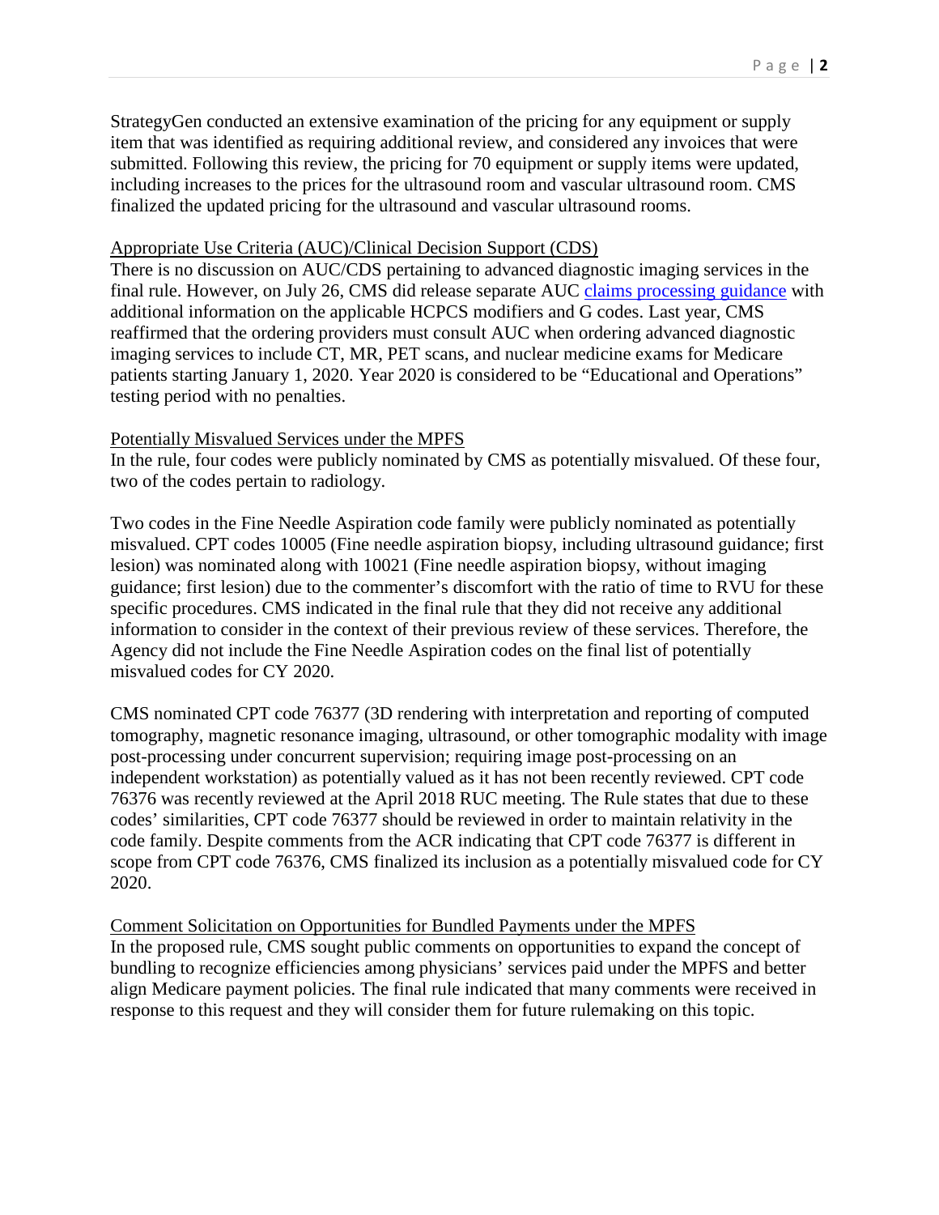StrategyGen conducted an extensive examination of the pricing for any equipment or supply item that was identified as requiring additional review, and considered any invoices that were submitted. Following this review, the pricing for 70 equipment or supply items were updated, including increases to the prices for the ultrasound room and vascular ultrasound room. CMS finalized the updated pricing for the ultrasound and vascular ultrasound rooms.

Appropriate Use Criteria (AUC)/Clinical Decision Support (CDS)

There is no discussion on AUC/CDS pertaining to advanced diagnostic imaging services in the final rule. However, on July 26, CMS did release separate AUC claims processing guidance with additional information on the applicable HCPCS modifiers and G codes. Last year, CMS reaffirmed that the ordering providers must consult AUC when ordering advanced diagnostic imaging services to include CT, MR, PET scans, and nuclear medicine exams for Medicare patients starting January 1, 2020. Year 2020 is considered to be "Educational and Operations" testing period with no penalties.

Potentially Misvalued Services under the MPFS

In the rule, four codes were publicly nominated by CMS as potentially misvalued. Of these four, two of the codes pertain to radiology.

Two codes in the Fine Needle Aspiration code family were publicly nominated as potentially misvalued. CPT codes 10005 (Fine needle aspiration biopsy, including ultrasound guidance; first lesion) was nominated along with 10021 (Fine needle aspiration biopsy, without imaging guidance; first lesion) due to the commenter's discomfort with the ratio of time to RVU for these specific procedures. CMS indicated in the final rule that they did not receive any additional information to consider in the context of their previous review of these services. Therefore, the Agency did not include the Fine Needle Aspiration codes on the final list of potentially misvalued codes for CY 2020.

CMS nominated CPT code 76377 (3D rendering with interpretation and reporting of computed tomography, magnetic resonance imaging, ultrasound, or other tomographic modality with image post-processing under concurrent supervision; requiring image post-processing on an independent workstation) as potentially valued as it has not been recently reviewed. CPT code 76376 was recently reviewed at the April 2018 RUC meeting. The Rule states that due to these codes' similarities, CPT code 76377 should be reviewed in order to maintain relativity in the code family. Despite comments from the ACR indicating that CPT code 76377 is different in scope from CPT code 76376, CMS finalized its inclusion as a potentially misvalued code for CY 2020.

Comment Solicitation on Opportunities for Bundled Payments under the MPFS

In the proposed rule, CMS sought public comments on opportunities to expand the concept of bundling to recognize efficiencies among physicians' services paid under the MPFS and better align Medicare payment policies. The final rule indicated that many comments were received in response to this request and they will consider them for future rulemaking on this topic.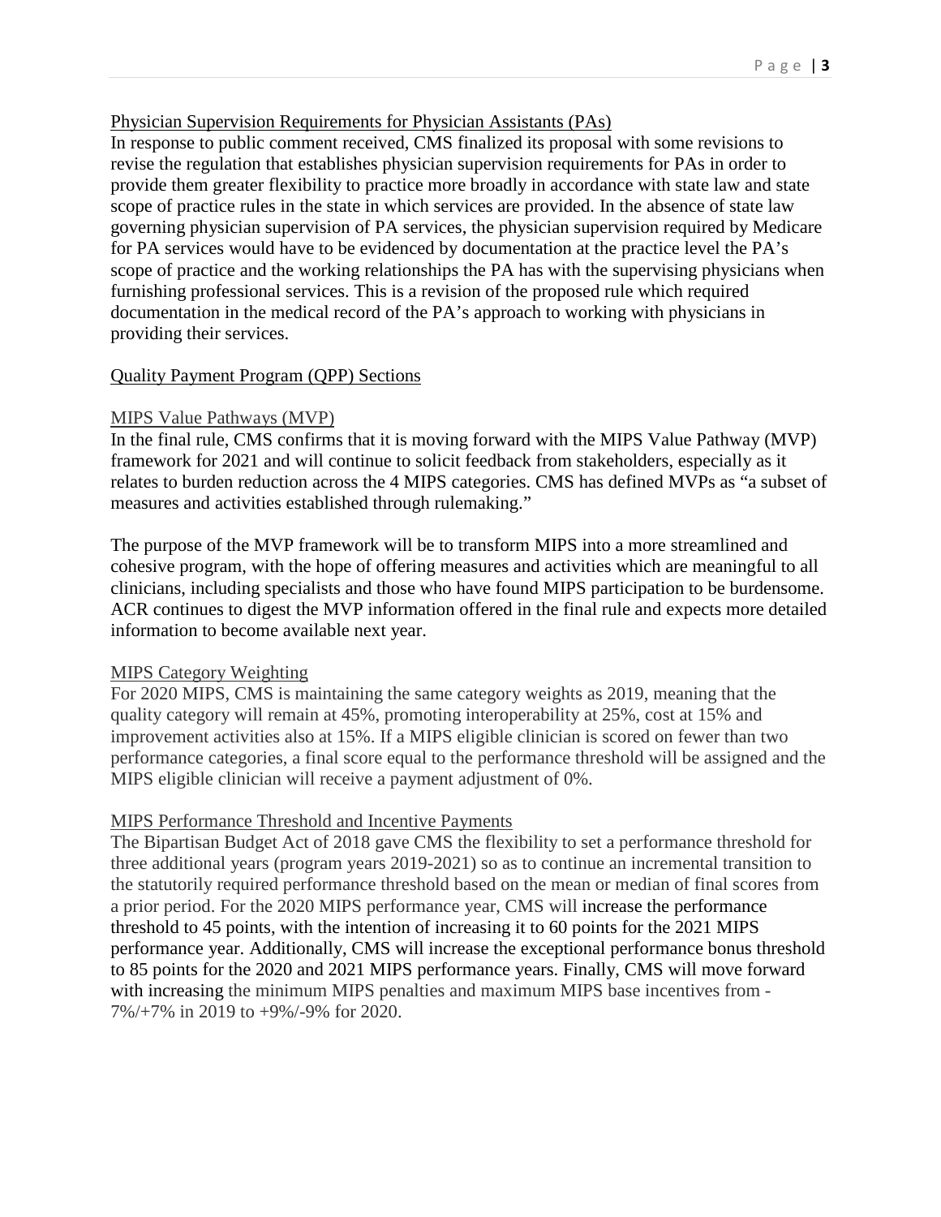## Physician Supervision Requirements for Physician Assistants (PAs)

In response to public comment received, CMS finalized its proposal with some revisions to revise the regulation that establishes physician supervision requirements for PAs in order to provide them greater flexibility to practice more broadly in accordance with state law and state scope of practice rules in the state in which services are provided. In the absence of state law governing physician supervision of PA services, the physician supervision required by Medicare for PA services would have to be evidenced by documentation at the practice level the PA's scope of practice and the working relationships the PA has with the supervising physicians when furnishing professional services. This is a revision of the proposed rule which required documentation in the medical record of the PA's approach to working with physicians in providing their services.

## Quality Payment Program (QPP) Sections

### MIPS Value Pathways (MVP)

In the final rule, CMS confirms that it is moving forward with the MIPS Value Pathway (MVP) framework for 2021 and will continue to solicit feedback from stakeholders, especially as it relates to burden reduction across the 4 MIPS categories. CMS has defined MVPs as "a subset of measures and activities established through rulemaking."

The purpose of the MVP framework will be to transform MIPS into a more streamlined and cohesive program, with the hope of offering measures and activities which are meaningful to all clinicians, including specialists and those who have found MIPS participation to be burdensome. ACR continues to digest the MVP information offered in the final rule and expects more detailed information to become available next year.

### MIPS Category Weighting

For 2020 MIPS, CMS is maintaining the same category weights as 2019, meaning that the quality category will remain at 45%, promoting interoperability at 25%, cost at 15% and improvement activities also at 15%. If a MIPS eligible clinician is scored on fewer than two performance categories, a final score equal to the performance threshold will be assigned and the MIPS eligible clinician will receive a payment adjustment of 0%.

### MIPS Performance Threshold and Incentive Payments

The Bipartisan Budget Act of 2018 gave CMS the flexibility to set a performance threshold for three additional years (program years 2019-2021) so as to continue an incremental transition to the statutorily required performance threshold based on the mean or median of final scores from a prior period. For the 2020 MIPS performance year, CMS will increase the performance threshold to 45 points, with the intention of increasing it to 60 points for the 2021 MIPS performance year. Additionally, CMS will increase the exceptional performance bonus threshold to 85 points for the 2020 and 2021 MIPS performance years. Finally, CMS will move forward with increasing the minimum MIPS penalties and maximum MIPS base incentives from -7%/+7% in 2019 to +9%/-9% for 2020.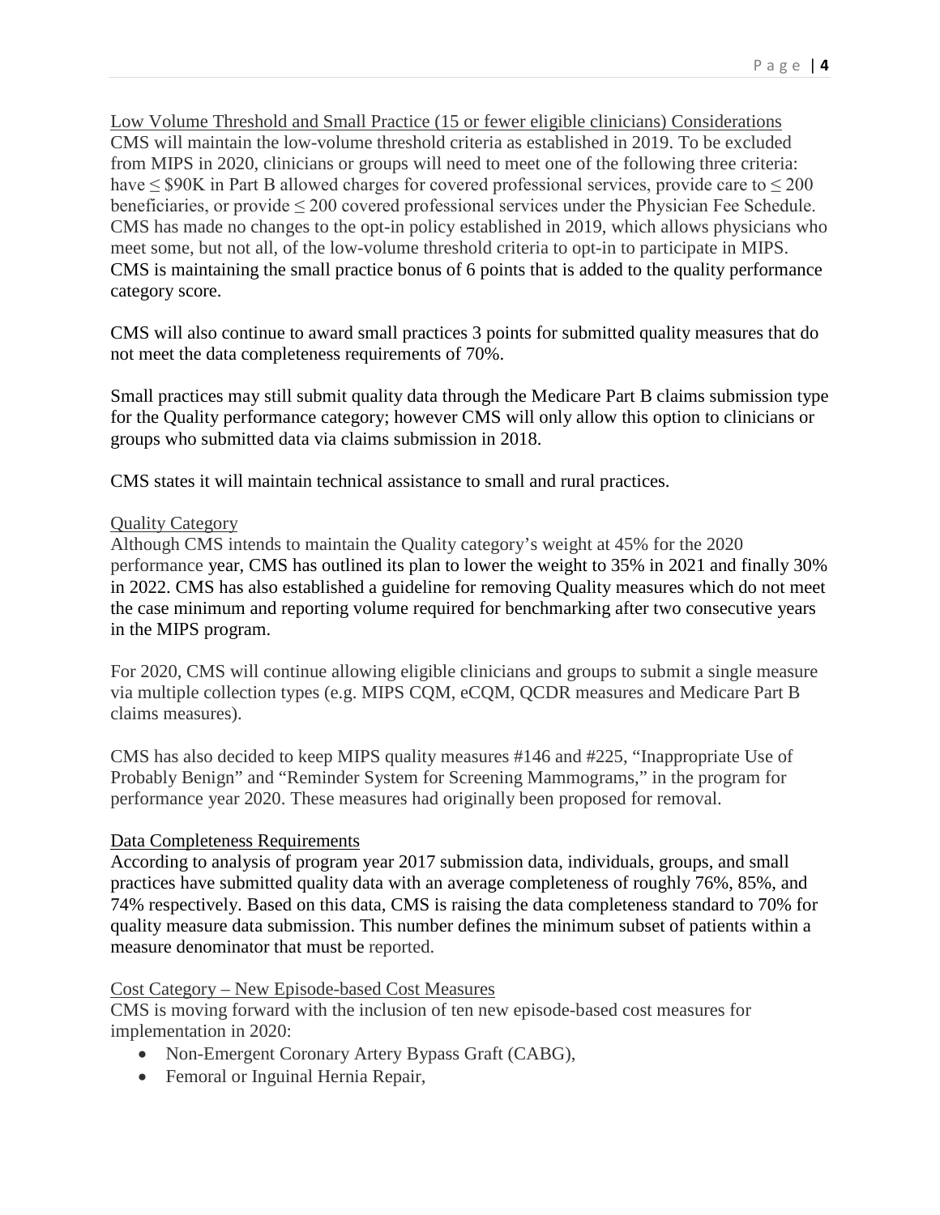Low Volume Threshold and Small Practice (15 or fewer eligible clinicians) Considerations

CMS will maintain the low-volume threshold criteria as established in 2019. To be excluded from MIPS in 2020, clinicians or groups will need to meet one of the following three criteria: have ≤ $90K in Part B allowed charges for covered professional services, provide care to ≤ 200 beneficiaries, or provide ≤ 200 covered professional services under the Physician Fee Schedule. CMS has made no changes to the opt-in policy established in 2019, which allows physicians who meet some, but not all, of the low-volume threshold criteria to opt-in to participate in MIPS. CMS is maintaining the small practice bonus of 6 points that is added to the quality performance category score.

CMS will also continue to award small practices 3 points for submitted quality measures that do not meet the data completeness requirements of 70%.

Small practices may still submit quality data through the Medicare Part B claims submission type for the Quality performance category; however CMS will only allow this option to clinicians or groups who submitted data via claims submission in 2018.

CMS states it will maintain technical assistance to small and rural practices.

Quality Category

Although CMS intends to maintain the Quality category's weight at 45% for the 2020 performance year, CMS has outlined its plan to lower the weight to 35% in 2021 and finally 30% in 2022. CMS has also established a guideline for removing Quality measures which do not meet the case minimum and reporting volume required for benchmarking after two consecutive years in the MIPS program.

For 2020, CMS will continue allowing eligible clinicians and groups to submit a single measure via multiple collection types (e.g. MIPS CQM, eCQM, QCDR measures and Medicare Part B claims measures).

CMS has also decided to keep MIPS quality measures #146 and #225, "Inappropriate Use of Probably Benign" and "Reminder System for Screening Mammograms," in the program for performance year 2020. These measures had originally been proposed for removal.

Data Completeness Requirements

According to analysis of program year 2017 submission data, individuals, groups, and small practices have submitted quality data with an average completeness of roughly 76%, 85%, and 74% respectively. Based on this data, CMS is raising the data completeness standard to 70% for quality measure data submission. This number defines the minimum subset of patients within a measure denominator that must be reported.

Cost Category – New Episode-based Cost Measures

CMS is moving forward with the inclusion of ten new episode-based cost measures for implementation in 2020:

- Non-Emergent Coronary Artery Bypass Graft (CABG),
- Femoral or Inguinal Hernia Repair,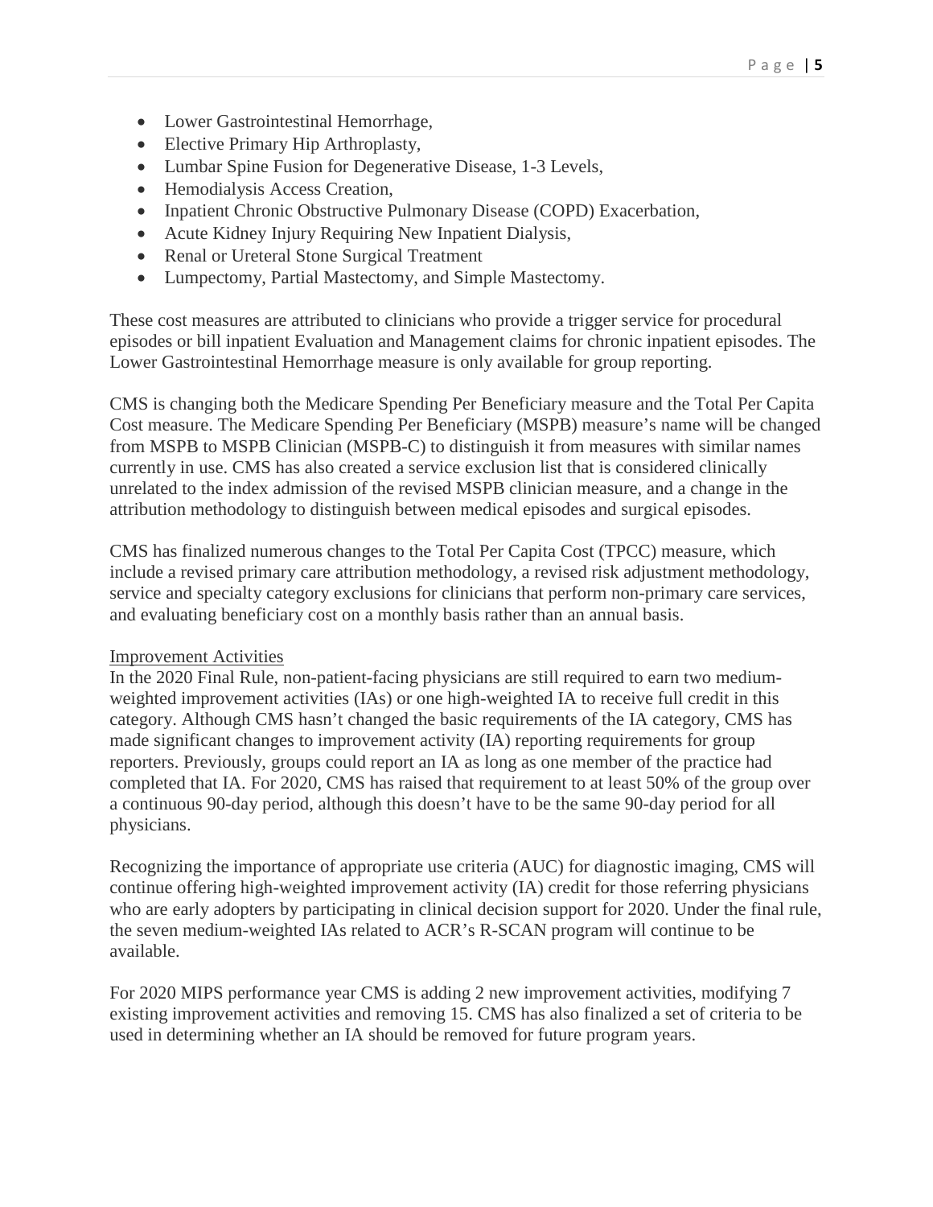- Lower Gastrointestinal Hemorrhage,
- Elective Primary Hip Arthroplasty,
- Lumbar Spine Fusion for Degenerative Disease, 1-3 Levels,
- Hemodialysis Access Creation,
- Inpatient Chronic Obstructive Pulmonary Disease (COPD) Exacerbation,
- Acute Kidney Injury Requiring New Inpatient Dialysis,
- Renal or Ureteral Stone Surgical Treatment
- Lumpectomy, Partial Mastectomy, and Simple Mastectomy.

These cost measures are attributed to clinicians who provide a trigger service for procedural episodes or bill inpatient Evaluation and Management claims for chronic inpatient episodes. The Lower Gastrointestinal Hemorrhage measure is only available for group reporting.

CMS is changing both the Medicare Spending Per Beneficiary measure and the Total Per Capita Cost measure. The Medicare Spending Per Beneficiary (MSPB) measure's name will be changed from MSPB to MSPB Clinician (MSPB-C) to distinguish it from measures with similar names currently in use. CMS has also created a service exclusion list that is considered clinically unrelated to the index admission of the revised MSPB clinician measure, and a change in the attribution methodology to distinguish between medical episodes and surgical episodes.

CMS has finalized numerous changes to the Total Per Capita Cost (TPCC) measure, which include a revised primary care attribution methodology, a revised risk adjustment methodology, service and specialty category exclusions for clinicians that perform non-primary care services, and evaluating beneficiary cost on a monthly basis rather than an annual basis.

### Improvement Activities

In the 2020 Final Rule, non-patient-facing physicians are still required to earn two medium-weighted improvement activities (IAs) or one high-weighted IA to receive full credit in this category. Although CMS hasn't changed the basic requirements of the IA category, CMS has made significant changes to improvement activity (IA) reporting requirements for group reporters. Previously, groups could report an IA as long as one member of the practice had completed that IA. For 2020, CMS has raised that requirement to at least 50% of the group over a continuous 90-day period, although this doesn't have to be the same 90-day period for all physicians.

Recognizing the importance of appropriate use criteria (AUC) for diagnostic imaging, CMS will continue offering high-weighted improvement activity (IA) credit for those referring physicians who are early adopters by participating in clinical decision support for 2020. Under the final rule, the seven medium-weighted IAs related to ACR's R-SCAN program will continue to be available.

For 2020 MIPS performance year CMS is adding 2 new improvement activities, modifying 7 existing improvement activities and removing 15. CMS has also finalized a set of criteria to be used in determining whether an IA should be removed for future program years.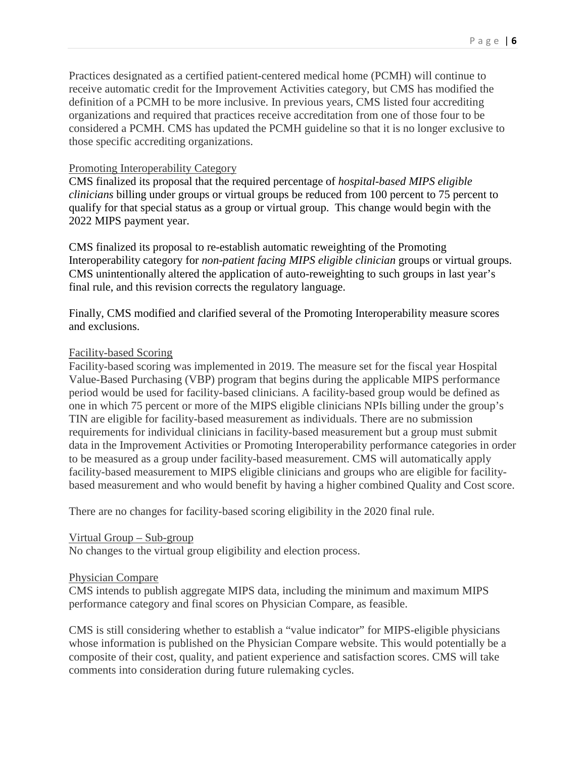Practices designated as a certified patient-centered medical home (PCMH) will continue to receive automatic credit for the Improvement Activities category, but CMS has modified the definition of a PCMH to be more inclusive. In previous years, CMS listed four accrediting organizations and required that practices receive accreditation from one of those four to be considered a PCMH. CMS has updated the PCMH guideline so that it is no longer exclusive to those specific accrediting organizations.

<u>Promoting Interoperability Category</u>

CMS finalized its proposal that the required percentage of *hospital-based MIPS eligible clinicians* billing under groups or virtual groups be reduced from 100 percent to 75 percent to qualify for that special status as a group or virtual group. This change would begin with the 2022 MIPS payment year.

CMS finalized its proposal to re-establish automatic reweighting of the Promoting Interoperability category for *non-patient facing MIPS eligible clinician* groups or virtual groups. CMS unintentionally altered the application of auto-reweighting to such groups in last year's final rule, and this revision corrects the regulatory language.

Finally, CMS modified and clarified several of the Promoting Interoperability measure scores and exclusions.

<u>Facility-based Scoring</u>

Facility-based scoring was implemented in 2019. The measure set for the fiscal year Hospital Value-Based Purchasing (VBP) program that begins during the applicable MIPS performance period would be used for facility-based clinicians. A facility-based group would be defined as one in which 75 percent or more of the MIPS eligible clinicians NPIs billing under the group's TIN are eligible for facility-based measurement as individuals. There are no submission requirements for individual clinicians in facility-based measurement but a group must submit data in the Improvement Activities or Promoting Interoperability performance categories in order to be measured as a group under facility-based measurement. CMS will automatically apply facility-based measurement to MIPS eligible clinicians and groups who are eligible for facility-based measurement and who would benefit by having a higher combined Quality and Cost score.

There are no changes for facility-based scoring eligibility in the 2020 final rule.

<u>Virtual Group – Sub-group</u>

No changes to the virtual group eligibility and election process.

<u>Physician Compare</u>

CMS intends to publish aggregate MIPS data, including the minimum and maximum MIPS performance category and final scores on Physician Compare, as feasible.

CMS is still considering whether to establish a "value indicator" for MIPS-eligible physicians whose information is published on the Physician Compare website. This would potentially be a composite of their cost, quality, and patient experience and satisfaction scores. CMS will take comments into consideration during future rulemaking cycles.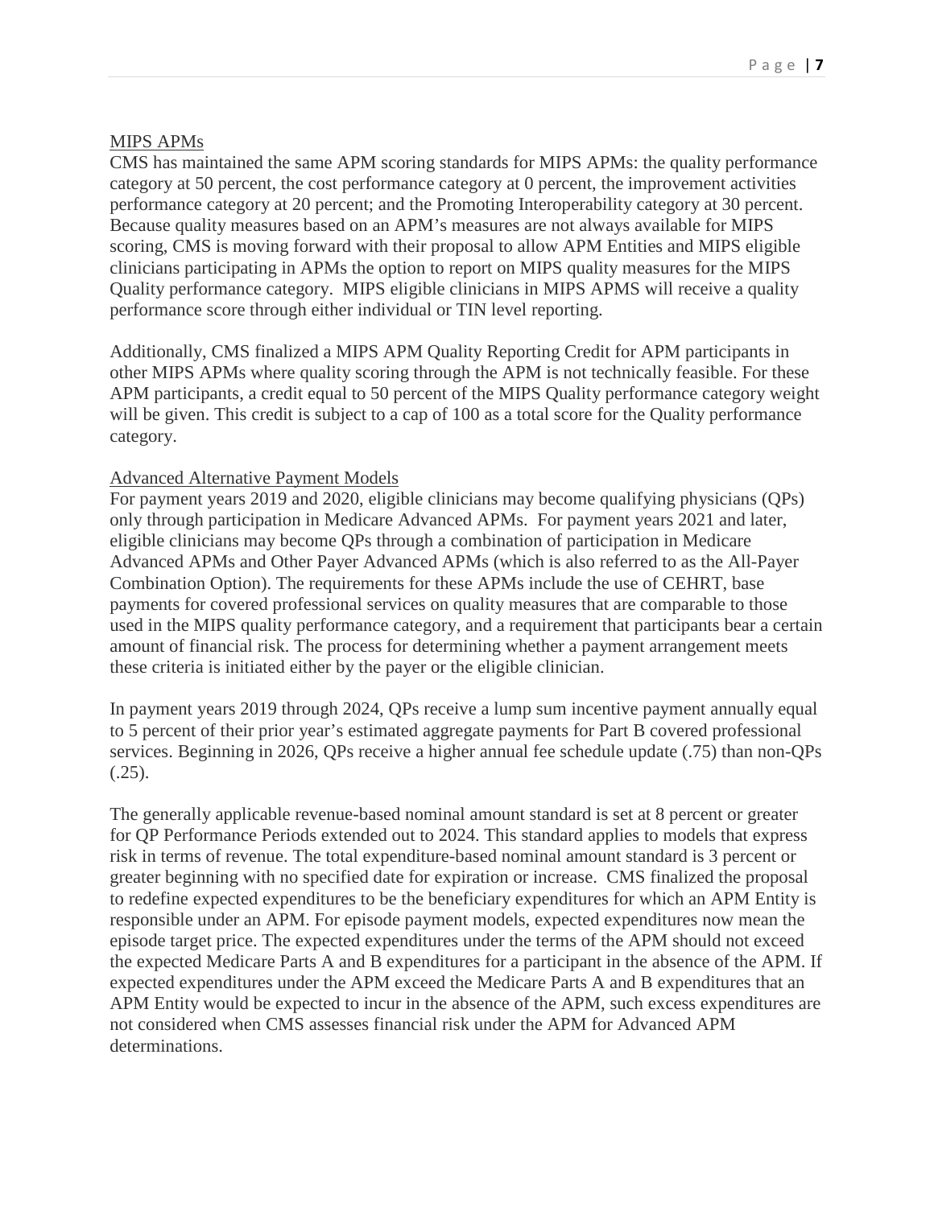MIPS APMs

CMS has maintained the same APM scoring standards for MIPS APMs: the quality performance category at 50 percent, the cost performance category at 0 percent, the improvement activities performance category at 20 percent; and the Promoting Interoperability category at 30 percent. Because quality measures based on an APM's measures are not always available for MIPS scoring, CMS is moving forward with their proposal to allow APM Entities and MIPS eligible clinicians participating in APMs the option to report on MIPS quality measures for the MIPS Quality performance category. MIPS eligible clinicians in MIPS APMS will receive a quality performance score through either individual or TIN level reporting.

Additionally, CMS finalized a MIPS APM Quality Reporting Credit for APM participants in other MIPS APMs where quality scoring through the APM is not technically feasible. For these APM participants, a credit equal to 50 percent of the MIPS Quality performance category weight will be given. This credit is subject to a cap of 100 as a total score for the Quality performance category.

Advanced Alternative Payment Models

For payment years 2019 and 2020, eligible clinicians may become qualifying physicians (QPs) only through participation in Medicare Advanced APMs. For payment years 2021 and later, eligible clinicians may become QPs through a combination of participation in Medicare Advanced APMs and Other Payer Advanced APMs (which is also referred to as the All-Payer Combination Option). The requirements for these APMs include the use of CEHRT, base payments for covered professional services on quality measures that are comparable to those used in the MIPS quality performance category, and a requirement that participants bear a certain amount of financial risk. The process for determining whether a payment arrangement meets these criteria is initiated either by the payer or the eligible clinician.

In payment years 2019 through 2024, QPs receive a lump sum incentive payment annually equal to 5 percent of their prior year's estimated aggregate payments for Part B covered professional services. Beginning in 2026, QPs receive a higher annual fee schedule update (.75) than non-QPs (.25).

The generally applicable revenue-based nominal amount standard is set at 8 percent or greater for QP Performance Periods extended out to 2024. This standard applies to models that express risk in terms of revenue. The total expenditure-based nominal amount standard is 3 percent or greater beginning with no specified date for expiration or increase. CMS finalized the proposal to redefine expected expenditures to be the beneficiary expenditures for which an APM Entity is responsible under an APM. For episode payment models, expected expenditures now mean the episode target price. The expected expenditures under the terms of the APM should not exceed the expected Medicare Parts A and B expenditures for a participant in the absence of the APM. If expected expenditures under the APM exceed the Medicare Parts A and B expenditures that an APM Entity would be expected to incur in the absence of the APM, such excess expenditures are not considered when CMS assesses financial risk under the APM for Advanced APM determinations.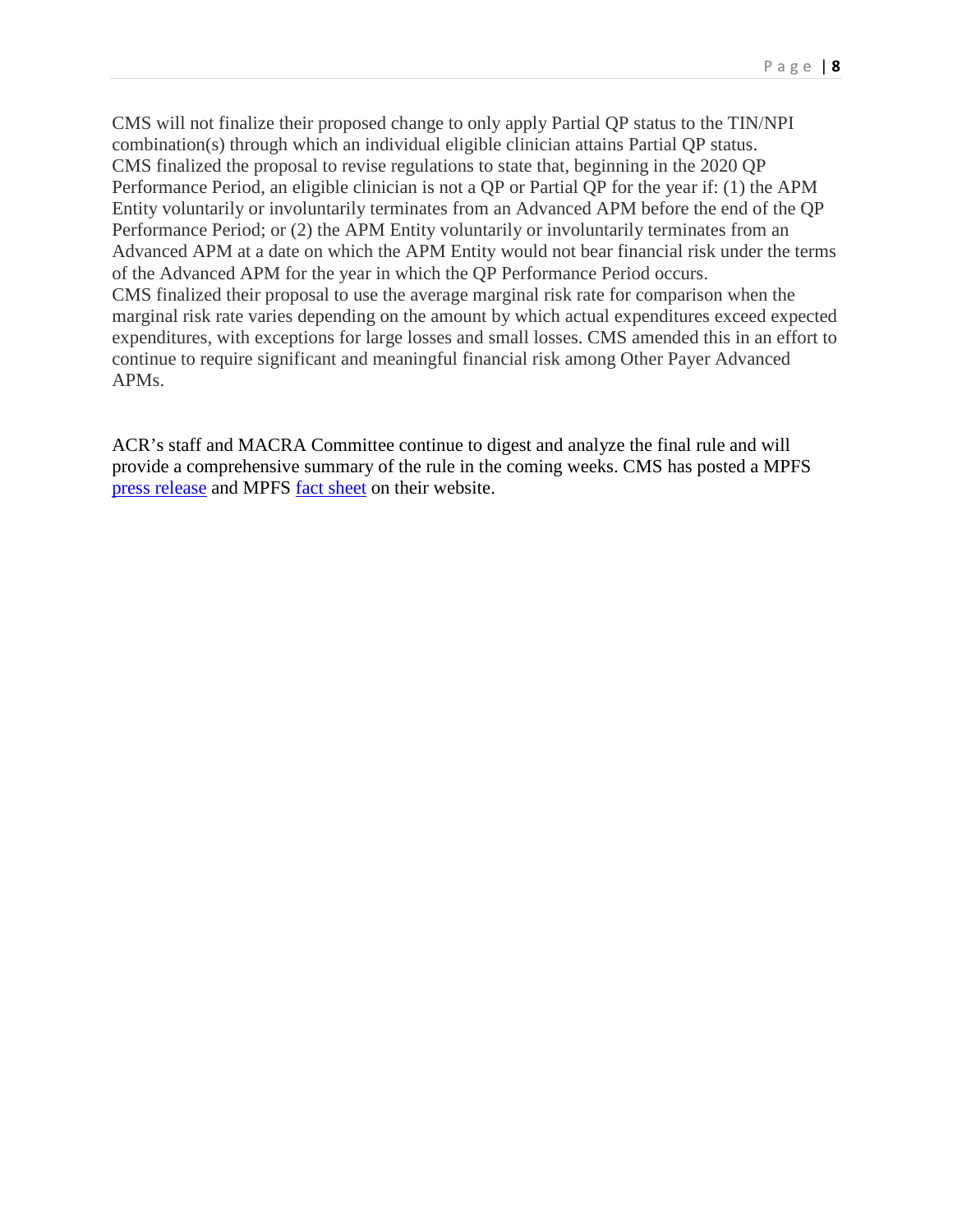CMS will not finalize their proposed change to only apply Partial QP status to the TIN/NPI combination(s) through which an individual eligible clinician attains Partial QP status.
CMS finalized the proposal to revise regulations to state that, beginning in the 2020 QP Performance Period, an eligible clinician is not a QP or Partial QP for the year if: (1) the APM Entity voluntarily or involuntarily terminates from an Advanced APM before the end of the QP Performance Period; or (2) the APM Entity voluntarily or involuntarily terminates from an Advanced APM at a date on which the APM Entity would not bear financial risk under the terms of the Advanced APM for the year in which the QP Performance Period occurs.
CMS finalized their proposal to use the average marginal risk rate for comparison when the marginal risk rate varies depending on the amount by which actual expenditures exceed expected expenditures, with exceptions for large losses and small losses. CMS amended this in an effort to continue to require significant and meaningful financial risk among Other Payer Advanced APMs.

ACR's staff and MACRA Committee continue to digest and analyze the final rule and will provide a comprehensive summary of the rule in the coming weeks. CMS has posted a MPFS press release and MPFS fact sheet on their website.